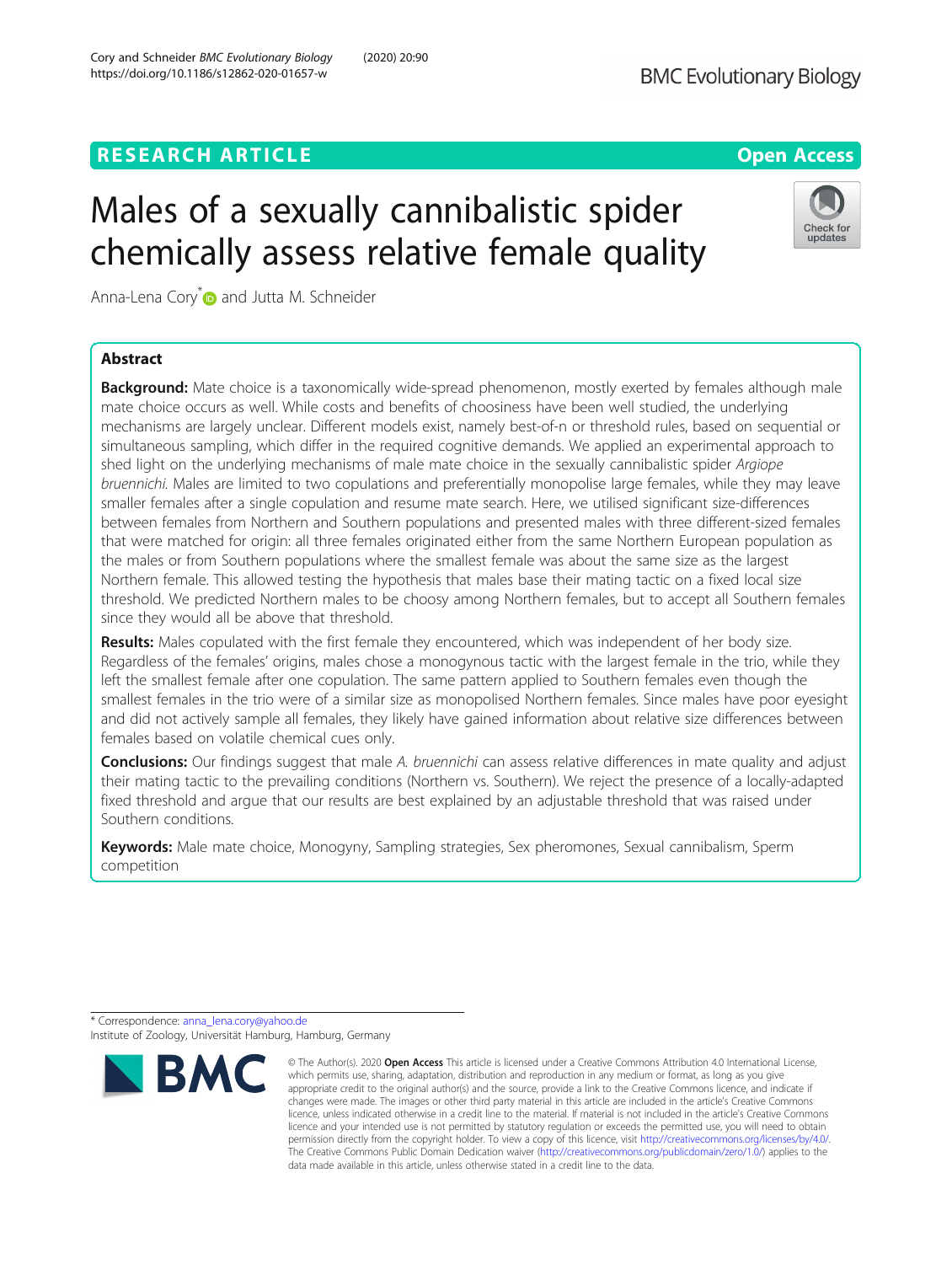# RESEARCH ARTICLE

**Open Access**

# Males of a sexually cannibalistic spider chemically assess relative female quality

Anna-Lena Cory* and Jutta M. Schneider

## Abstract

**Background:** Mate choice is a taxonomically wide-spread phenomenon, mostly exerted by females although male mate choice occurs as well. While costs and benefits of choosiness have been well studied, the underlying mechanisms are largely unclear. Different models exist, namely best-of-n or threshold rules, based on sequential or simultaneous sampling, which differ in the required cognitive demands. We applied an experimental approach to shed light on the underlying mechanisms of male mate choice in the sexually cannibalistic spider *Argiope bruennichi.* Males are limited to two copulations and preferentially monopolise large females, while they may leave smaller females after a single copulation and resume mate search. Here, we utilised significant size-differences between females from Northern and Southern populations and presented males with three different-sized females that were matched for origin: all three females originated either from the same Northern European population as the males or from Southern populations where the smallest female was about the same size as the largest Northern female. This allowed testing the hypothesis that males base their mating tactic on a fixed local size threshold. We predicted Northern males to be choosy among Northern females, but to accept all Southern females since they would all be above that threshold.

**Results:** Males copulated with the first female they encountered, which was independent of her body size. Regardless of the females' origins, males chose a monogynous tactic with the largest female in the trio, while they left the smallest female after one copulation. The same pattern applied to Southern females even though the smallest females in the trio were of a similar size as monopolised Northern females. Since males have poor eyesight and did not actively sample all females, they likely have gained information about relative size differences between females based on volatile chemical cues only.

**Conclusions:** Our findings suggest that male *A. bruennichi* can assess relative differences in mate quality and adjust their mating tactic to the prevailing conditions (Northern vs. Southern). We reject the presence of a locally-adapted fixed threshold and argue that our results are best explained by an adjustable threshold that was raised under Southern conditions.

**Keywords:** Male mate choice, Monogyny, Sampling strategies, Sex pheromones, Sexual cannibalism, Sperm competition

\* Correspondence: anna_lena.cory@yahoo.de
Institute of Zoology, Universität Hamburg, Hamburg, Germany

© The Author(s). 2020 **Open Access** This article is licensed under a Creative Commons Attribution 4.0 International License, which permits use, sharing, adaptation, distribution and reproduction in any medium or format, as long as you give appropriate credit to the original author(s) and the source, provide a link to the Creative Commons licence, and indicate if changes were made. The images or other third party material in this article are included in the article's Creative Commons licence, unless indicated otherwise in a credit line to the material. If material is not included in the article's Creative Commons licence and your intended use is not permitted by statutory regulation or exceeds the permitted use, you will need to obtain permission directly from the copyright holder. To view a copy of this licence, visit http://creativecommons.org/licenses/by/4.0/. The Creative Commons Public Domain Dedication waiver (http://creativecommons.org/publicdomain/zero/1.0/) applies to the data made available in this article, unless otherwise stated in a credit line to the data.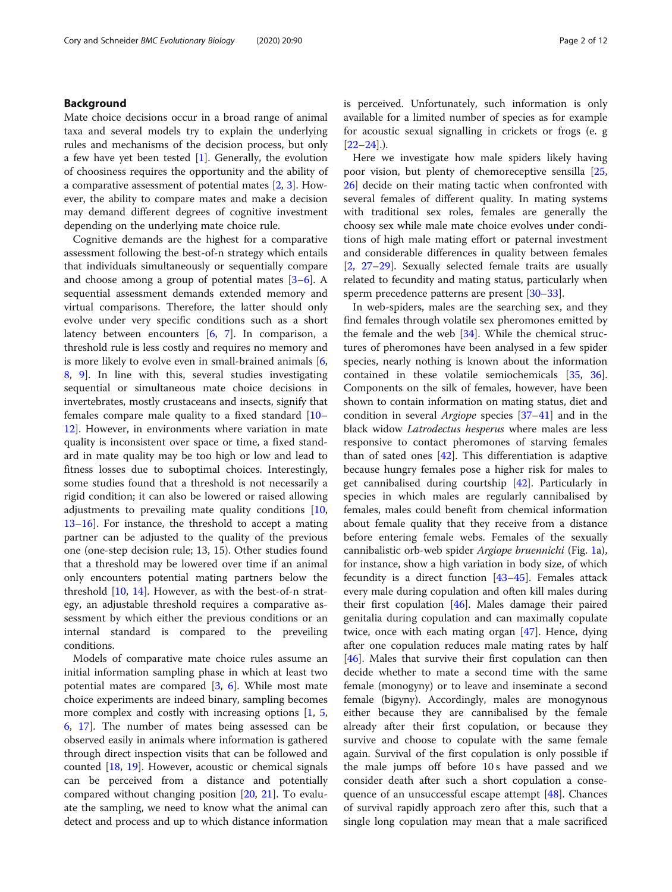## Background

Mate choice decisions occur in a broad range of animal taxa and several models try to explain the underlying rules and mechanisms of the decision process, but only a few have yet been tested [1]. Generally, the evolution of choosiness requires the opportunity and the ability of a comparative assessment of potential mates [2, 3]. However, the ability to compare mates and make a decision may demand different degrees of cognitive investment depending on the underlying mate choice rule.

Cognitive demands are the highest for a comparative assessment following the best-of-n strategy which entails that individuals simultaneously or sequentially compare and choose among a group of potential mates [3–6]. A sequential assessment demands extended memory and virtual comparisons. Therefore, the latter should only evolve under very specific conditions such as a short latency between encounters [6, 7]. In comparison, a threshold rule is less costly and requires no memory and is more likely to evolve even in small-brained animals [6, 8, 9]. In line with this, several studies investigating sequential or simultaneous mate choice decisions in invertebrates, mostly crustaceans and insects, signify that females compare male quality to a fixed standard [10–12]. However, in environments where variation in mate quality is inconsistent over space or time, a fixed standard in mate quality may be too high or low and lead to fitness losses due to suboptimal choices. Interestingly, some studies found that a threshold is not necessarily a rigid condition; it can also be lowered or raised allowing adjustments to prevailing mate quality conditions [10, 13–16]. For instance, the threshold to accept a mating partner can be adjusted to the quality of the previous one (one-step decision rule; 13, 15). Other studies found that a threshold may be lowered over time if an animal only encounters potential mating partners below the threshold [10, 14]. However, as with the best-of-n strategy, an adjustable threshold requires a comparative assessment by which either the previous conditions or an internal standard is compared to the preveiling conditions.

Models of comparative mate choice rules assume an initial information sampling phase in which at least two potential mates are compared [3, 6]. While most mate choice experiments are indeed binary, sampling becomes more complex and costly with increasing options [1, 5, 6, 17]. The number of mates being assessed can be observed easily in animals where information is gathered through direct inspection visits that can be followed and counted [18, 19]. However, acoustic or chemical signals can be perceived from a distance and potentially compared without changing position [20, 21]. To evaluate the sampling, we need to know what the animal can detect and process and up to which distance information is perceived. Unfortunately, such information is only available for a limited number of species as for example for acoustic sexual signalling in crickets or frogs (e. g [22–24].).

Here we investigate how male spiders likely having poor vision, but plenty of chemoreceptive sensilla [25, 26] decide on their mating tactic when confronted with several females of different quality. In mating systems with traditional sex roles, females are generally the choosy sex while male mate choice evolves under conditions of high male mating effort or paternal investment and considerable differences in quality between females [2, 27–29]. Sexually selected female traits are usually related to fecundity and mating status, particularly when sperm precedence patterns are present [30–33].

In web-spiders, males are the searching sex, and they find females through volatile sex pheromones emitted by the female and the web [34]. While the chemical structures of pheromones have been analysed in a few spider species, nearly nothing is known about the information contained in these volatile semiochemicals [35, 36]. Components on the silk of females, however, have been shown to contain information on mating status, diet and condition in several *Argiope* species [37–41] and in the black widow *Latrodectus hesperus* where males are less responsive to contact pheromones of starving females than of sated ones [42]. This differentiation is adaptive because hungry females pose a higher risk for males to get cannibalised during courtship [42]. Particularly in species in which males are regularly cannibalised by females, males could benefit from chemical information about female quality that they receive from a distance before entering female webs. Females of the sexually cannibalistic orb-web spider *Argiope bruennichi* (Fig. 1a), for instance, show a high variation in body size, of which fecundity is a direct function [43–45]. Females attack every male during copulation and often kill males during their first copulation [46]. Males damage their paired genitalia during copulation and can maximally copulate twice, once with each mating organ [47]. Hence, dying after one copulation reduces male mating rates by half [46]. Males that survive their first copulation can then decide whether to mate a second time with the same female (monogyny) or to leave and inseminate a second female (bigyny). Accordingly, males are monogynous either because they are cannibalised by the female already after their first copulation, or because they survive and choose to copulate with the same female again. Survival of the first copulation is only possible if the male jumps off before 10 s have passed and we consider death after such a short copulation a consequence of an unsuccessful escape attempt [48]. Chances of survival rapidly approach zero after this, such that a single long copulation may mean that a male sacrificed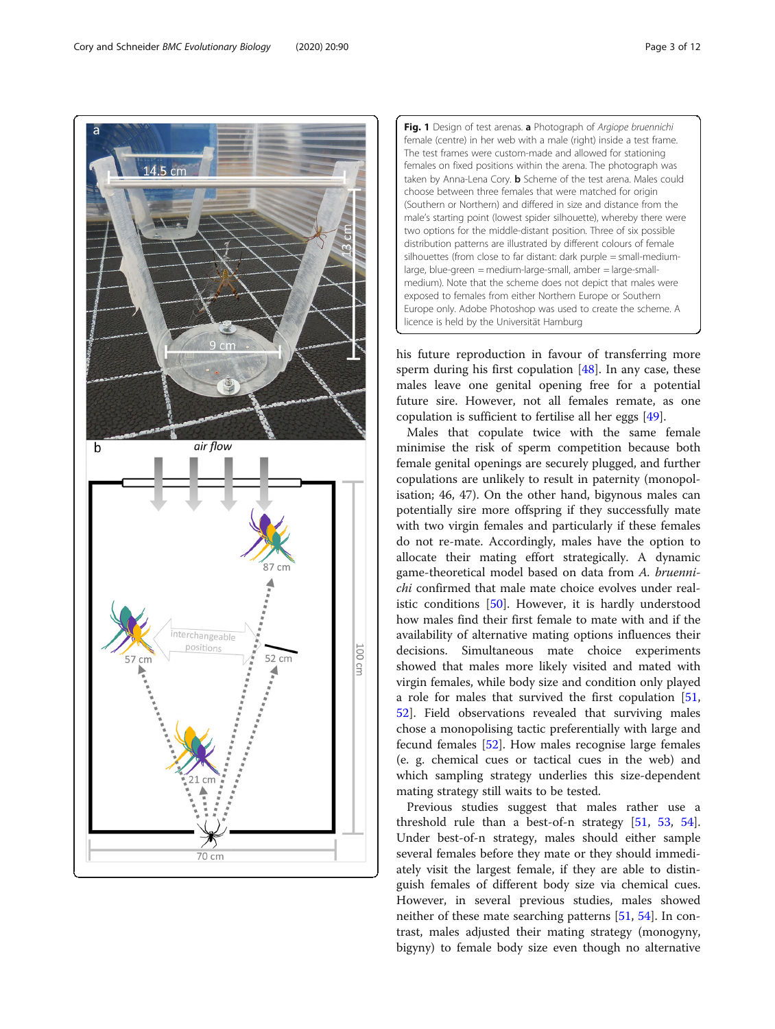**Fig. 1** Design of test arenas. **a** Photograph of *Argiope bruennichi* female (centre) in her web with a male (right) inside a test frame. The test frames were custom-made and allowed for stationing females on fixed positions within the arena. The photograph was taken by Anna-Lena Cory. **b** Scheme of the test arena. Males could choose between three females that were matched for origin (Southern or Northern) and differed in size and distance from the male's starting point (lowest spider silhouette), whereby there were two options for the middle-distant position. Three of six possible distribution patterns are illustrated by different colours of female silhouettes (from close to far distant: dark purple = small-medium-large, blue-green = medium-large-small, amber = large-small-medium). Note that the scheme does not depict that males were exposed to females from either Northern Europe or Southern Europe only. Adobe Photoshop was used to create the scheme. A licence is held by the Universität Hamburg

his future reproduction in favour of transferring more sperm during his first copulation [48]. In any case, these males leave one genital opening free for a potential future sire. However, not all females remate, as one copulation is sufficient to fertilise all her eggs [49].

Males that copulate twice with the same female minimise the risk of sperm competition because both female genital openings are securely plugged, and further copulations are unlikely to result in paternity (monopolisation; 46, 47). On the other hand, bigynous males can potentially sire more offspring if they successfully mate with two virgin females and particularly if these females do not re-mate. Accordingly, males have the option to allocate their mating effort strategically. A dynamic game-theoretical model based on data from *A. bruennichi* confirmed that male mate choice evolves under realistic conditions [50]. However, it is hardly understood how males find their first female to mate with and if the availability of alternative mating options influences their decisions. Simultaneous mate choice experiments showed that males more likely visited and mated with virgin females, while body size and condition only played a role for males that survived the first copulation [51, 52]. Field observations revealed that surviving males chose a monopolising tactic preferentially with large and fecund females [52]. How males recognise large females (e. g. chemical cues or tactical cues in the web) and which sampling strategy underlies this size-dependent mating strategy still waits to be tested.

Previous studies suggest that males rather use a threshold rule than a best-of-n strategy [51, 53, 54]. Under best-of-n strategy, males should either sample several females before they mate or they should immediately visit the largest female, if they are able to distinguish females of different body size via chemical cues. However, in several previous studies, males showed neither of these mate searching patterns [51, 54]. In contrast, males adjusted their mating strategy (monogyny, bigyny) to female body size even though no alternative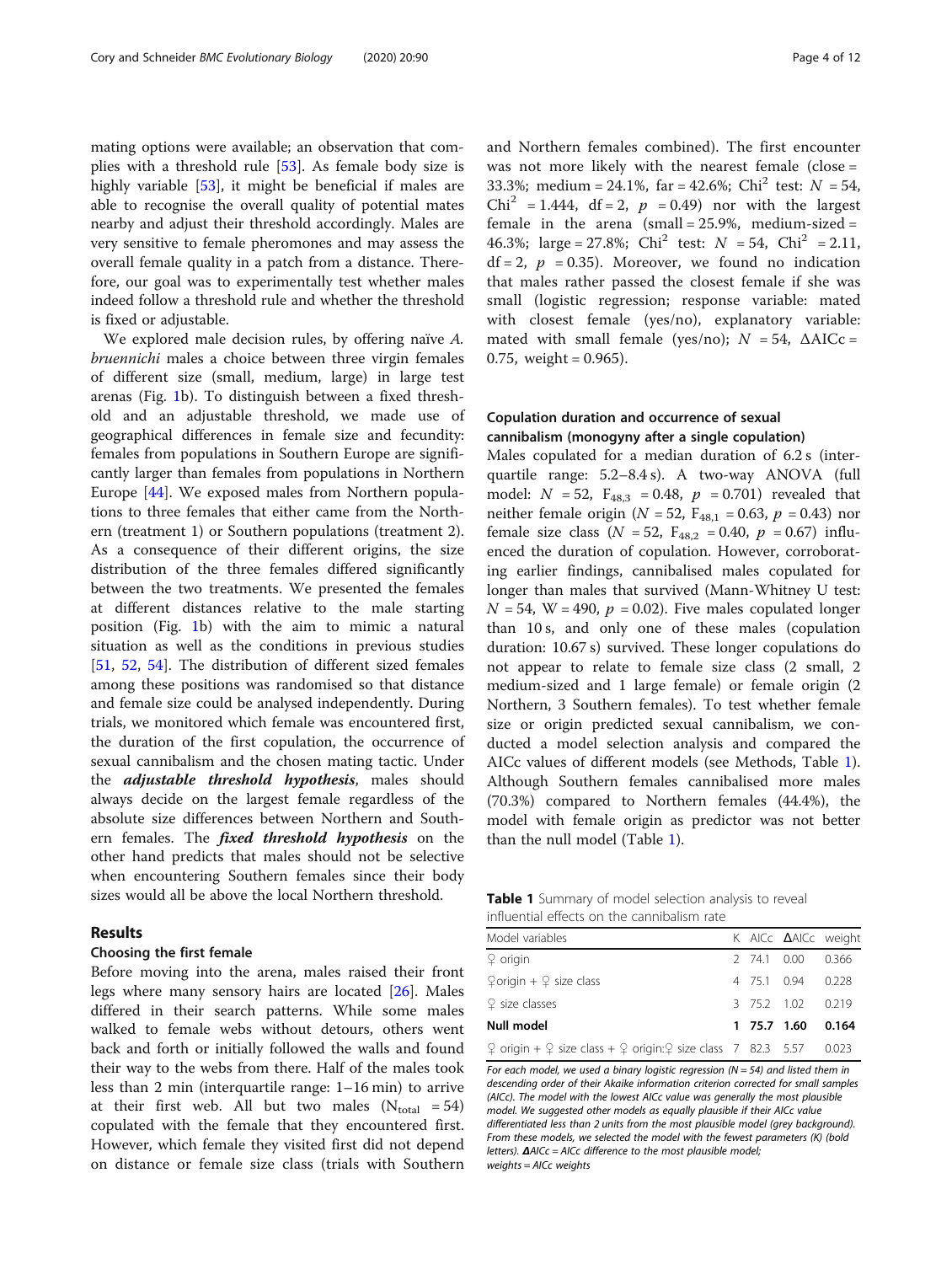mating options were available; an observation that complies with a threshold rule [53]. As female body size is highly variable [53], it might be beneficial if males are able to recognise the overall quality of potential mates nearby and adjust their threshold accordingly. Males are very sensitive to female pheromones and may assess the overall female quality in a patch from a distance. Therefore, our goal was to experimentally test whether males indeed follow a threshold rule and whether the threshold is fixed or adjustable.

We explored male decision rules, by offering naïve *A. bruennichi* males a choice between three virgin females of different size (small, medium, large) in large test arenas (Fig. 1b). To distinguish between a fixed threshold and an adjustable threshold, we made use of geographical differences in female size and fecundity: females from populations in Southern Europe are significantly larger than females from populations in Northern Europe [44]. We exposed males from Northern populations to three females that either came from the Northern (treatment 1) or Southern populations (treatment 2). As a consequence of their different origins, the size distribution of the three females differed significantly between the two treatments. We presented the females at different distances relative to the male starting position (Fig. 1b) with the aim to mimic a natural situation as well as the conditions in previous studies [51, 52, 54]. The distribution of different sized females among these positions was randomised so that distance and female size could be analysed independently. During trials, we monitored which female was encountered first, the duration of the first copulation, the occurrence of sexual cannibalism and the chosen mating tactic. Under the ***adjustable threshold hypothesis***, males should always decide on the largest female regardless of the absolute size differences between Northern and Southern females. The ***fixed threshold hypothesis*** on the other hand predicts that males should not be selective when encountering Southern females since their body sizes would all be above the local Northern threshold.

## Results

### Choosing the first female

Before moving into the arena, males raised their front legs where many sensory hairs are located [26]. Males differed in their search patterns. While some males walked to female webs without detours, others went back and forth or initially followed the walls and found their way to the webs from there. Half of the males took less than 2 min (interquartile range: 1–16 min) to arrive at their first web. All but two males ($N_{total} = 54$) copulated with the female that they encountered first. However, which female they visited first did not depend on distance or female size class (trials with Southern and Northern females combined). The first encounter was not more likely with the nearest female (close = 33.3%; medium = 24.1%, far = 42.6%; $Chi^2$ test: $N = 54$, $Chi^2 = 1.444$, $df = 2$, $p = 0.49$) nor with the largest female in the arena (small = 25.9%, medium-sized = 46.3%; large = 27.8%; $Chi^2$ test: $N = 54$, $Chi^2 = 2.11$, $df = 2$, $p = 0.35$). Moreover, we found no indication that males rather passed the closest female if she was small (logistic regression; response variable: mated with closest female (yes/no), explanatory variable: mated with small female (yes/no); $N = 54$, $\Delta AICc = 0.75$, weight = 0.965).

### Copulation duration and occurrence of sexual cannibalism (monogyny after a single copulation)

Males copulated for a median duration of 6.2 s (interquartile range: 5.2–8.4 s). A two-way ANOVA (full model: $N = 52$, $F_{48,3} = 0.48$, $p = 0.701$) revealed that neither female origin ($N = 52$, $F_{48,1} = 0.63$, $p = 0.43$) nor female size class ($N = 52$, $F_{48,2} = 0.40$, $p = 0.67$) influenced the duration of copulation. However, corroborating earlier findings, cannibalised males copulated for longer than males that survived (Mann-Whitney U test: $N = 54$, $W = 490$, $p = 0.02$). Five males copulated longer than 10 s, and only one of these males (copulation duration: 10.67 s) survived. These longer copulations do not appear to relate to female size class (2 small, 2 medium-sized and 1 large female) or female origin (2 Northern, 3 Southern females). To test whether female size or origin predicted sexual cannibalism, we conducted a model selection analysis and compared the AICc values of different models (see Methods, Table 1). Although Southern females cannibalised more males (70.3%) compared to Northern females (44.4%), the model with female origin as predictor was not better than the null model (Table 1).

**Table 1** Summary of model selection analysis to reveal influential effects on the cannibalism rate

| Model variables | K | AICc | ΔAICc | weight |
|---|---|---|---|---|
| ♀ origin | 2 | 74.1 | 0.00 | 0.366 |
| ♀origin + ♀ size class | 4 | 75.1 | 0.94 | 0.228 |
| ♀ size classes | 3 | 75.2 | 1.02 | 0.219 |
| **Null model** | **1** | **75.7** | **1.60** | **0.164** |
| ♀ origin + ♀ size class + ♀ origin:♀ size class | 7 | 82.3 | 5.57 | 0.023 |

*For each model, we used a binary logistic regression (N = 54) and listed them in descending order of their Akaike information criterion corrected for small samples (AICc). The model with the lowest AICc value was generally the most plausible model. We suggested other models as equally plausible if their AICc value differentiated less than 2 units from the most plausible model (grey background). From these models, we selected the model with the fewest parameters (K) (bold letters). **Δ**AICc = AICc difference to the most plausible model; weights = AICc weights*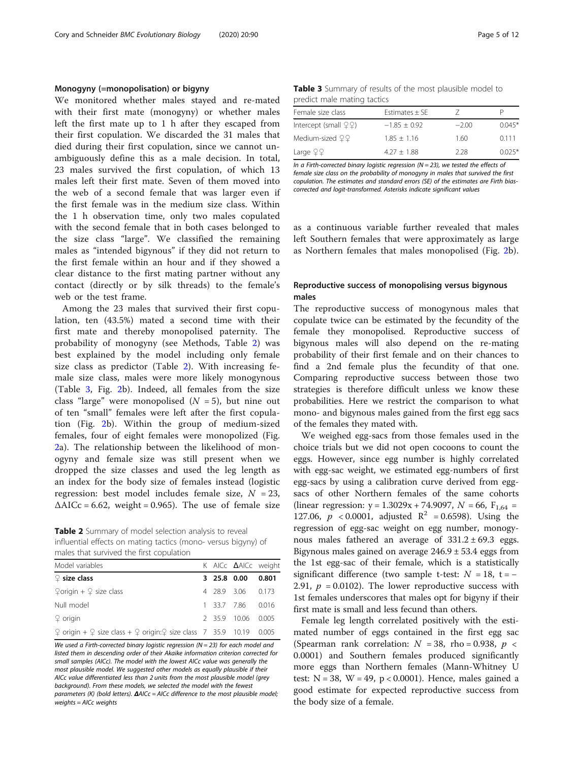### Monogyny (=monopolisation) or bigyny

We monitored whether males stayed and re-mated with their first mate (monogyny) or whether males left the first mate up to 1 h after they escaped from their first copulation. We discarded the 31 males that died during their first copulation, since we cannot unambiguously define this as a male decision. In total, 23 males survived the first copulation, of which 13 males left their first mate. Seven of them moved into the web of a second female that was larger even if the first female was in the medium size class. Within the 1 h observation time, only two males copulated with the second female that in both cases belonged to the size class "large". We classified the remaining males as "intended bigynous" if they did not return to the first female within an hour and if they showed a clear distance to the first mating partner without any contact (directly or by silk threads) to the female's web or the test frame.

Among the 23 males that survived their first copulation, ten (43.5%) mated a second time with their first mate and thereby monopolised paternity. The probability of monogyny (see Methods, Table 2) was best explained by the model including only female size class as predictor (Table 2). With increasing female size class, males were more likely monogynous (Table 3, Fig. 2b). Indeed, all females from the size class "large" were monopolised ($N = 5$), but nine out of ten "small" females were left after the first copulation (Fig. 2b). Within the group of medium-sized females, four of eight females were monopolized (Fig. 2a). The relationship between the likelihood of monogyny and female size was still present when we dropped the size classes and used the leg length as an index for the body size of females instead (logistic regression: best model includes female size, $N = 23$, $\Delta AICc = 6.62$, weight = 0.965). The use of female size as a continuous variable further revealed that males left Southern females that were approximately as large as Northern females that males monopolised (Fig. 2b).

**Table 2** Summary of model selection analysis to reveal influential effects on mating tactics (mono- versus bigyny) of males that survived the first copulation

| Model variables | K | AICc | ΔAICc | weight |
|---|---|---|---|---|
| **♀ size class** | **3** | **25.8** | **0.00** | **0.801** |
| ♀origin + ♀ size class | 4 | 28.9 | 3.06 | 0.173 |
| Null model | 1 | 33.7 | 7.86 | 0.016 |
| ♀ origin | 2 | 35.9 | 10.06 | 0.005 |
| ♀ origin + ♀ size class + ♀ origin:♀ size class | 7 | 35.9 | 10.19 | 0.005 |

*We used a Firth-corrected binary logistic regression (N = 23) for each model and listed them in descending order of their Akaike information criterion corrected for small samples (AICc). The model with the lowest AICc value was generally the most plausible model. We suggested other models as equally plausible if their AICc value differentiated less than 2 units from the most plausible model (grey background). From these models, we selected the model with the fewest parameters (K) (bold letters). **Δ**AICc = AICc difference to the most plausible model; weights = AICc weights*

**Table 3** Summary of results of the most plausible model to predict male mating tactics

| Female size class | Estimates ± SE | Z | P |
|---|---|---|---|
| Intercept (small ♀♀) | −1.85 ± 0.92 | −2.00 | 0.045* |
| Medium-sized ♀♀ | 1.85 ± 1.16 | 1.60 | 0.111 |
| Large ♀♀ | 4.27 ± 1.88 | 2.28 | 0.025* |

*In a Firth-corrected binary logistic regression (N = 23), we tested the effects of female size class on the probability of monogyny in males that survived the first copulation. The estimates and standard errors (SE) of the estimates are Firth bias-corrected and logit-transformed. Asterisks indicate significant values*

### Reproductive success of monopolising versus bigynous males

The reproductive success of monogynous males that copulate twice can be estimated by the fecundity of the female they monopolised. Reproductive success of bigynous males will also depend on the re-mating probability of their first female and on their chances to find a 2nd female plus the fecundity of that one. Comparing reproductive success between those two strategies is therefore difficult unless we know these probabilities. Here we restrict the comparison to what mono- and bigynous males gained from the first egg sacs of the females they mated with.

We weighed egg-sacs from those females used in the choice trials but we did not open cocoons to count the eggs. However, since egg number is highly correlated with egg-sac weight, we estimated egg-numbers of first egg-sacs by using a calibration curve derived from egg-sacs of other Northern females of the same cohorts (linear regression: $y = 1.3029x + 74.9097$, $N = 66$, $F_{1,64} = 127.06$, $p < 0.0001$, adjusted $R^2 = 0.6598$). Using the regression of egg-sac weight on egg number, monogynous males fathered an average of $331.2 \pm 69.3$ eggs. Bigynous males gained on average $246.9 \pm 53.4$ eggs from the 1st egg-sac of their female, which is a statistically significant difference (two sample t-test: $N = 18$, $t = -2.91$, $p = 0.0102$). The lower reproductive success with 1st females underscores that males opt for bigyny if their first mate is small and less fecund than others.

Female leg length correlated positively with the estimated number of eggs contained in the first egg sac (Spearman rank correlation: $N = 38$, rho = 0.938, $p < 0.0001$) and Southern females produced significantly more eggs than Northern females (Mann-Whitney U test: $N = 38$, $W = 49$, $p < 0.0001$). Hence, males gained a good estimate for expected reproductive success from the body size of a female.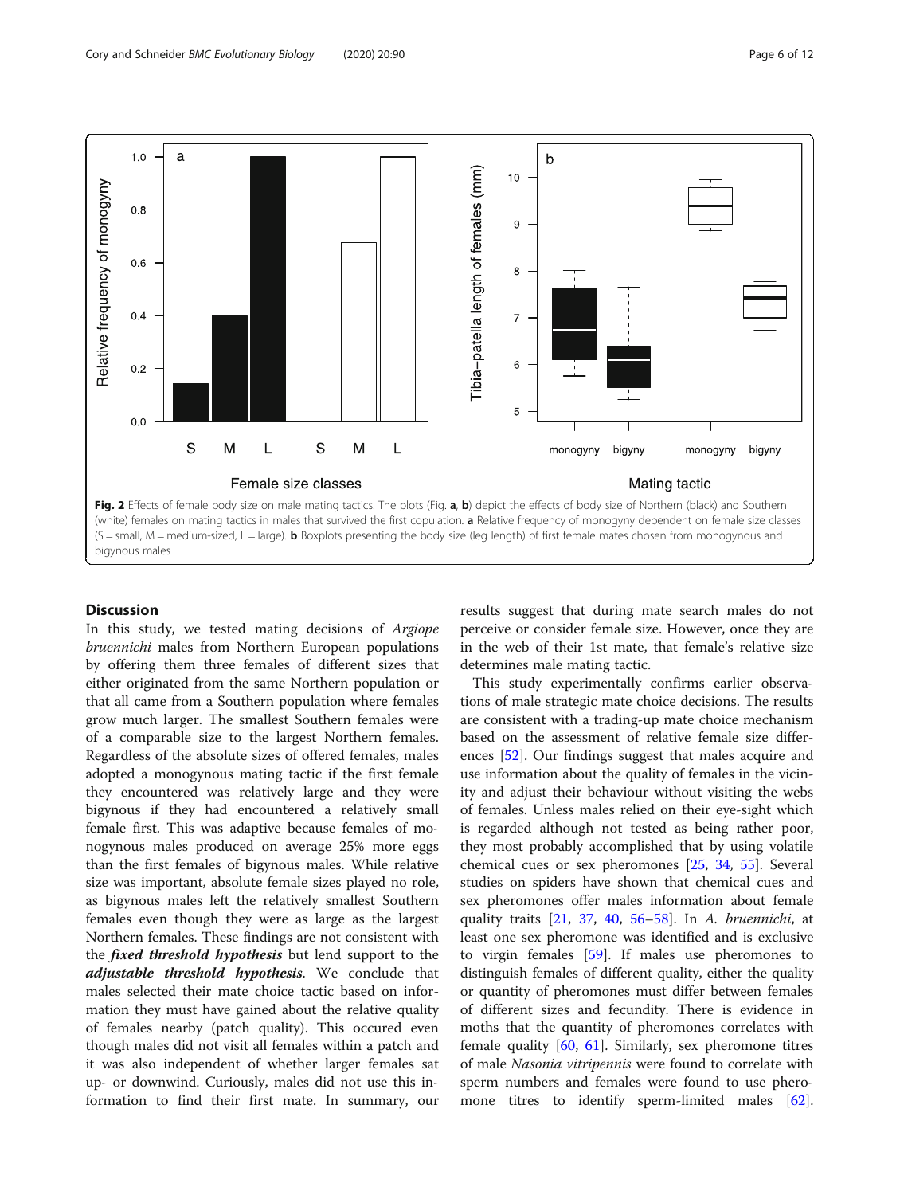a

Relative frequency of monogyny

1.0
0.8
0.6
0.4
0.2
0.0

S M L S M L

Female size classes

b

Tibia–patella length of females (mm)

10
9
8
7
6
5

monogyny bigyny monogyny bigyny

Mating tactic

**Fig. 2** Effects of female body size on male mating tactics. The plots (Fig. **a**, **b**) depict the effects of body size of Northern (black) and Southern (white) females on mating tactics in males that survived the first copulation. **a** Relative frequency of monogyny dependent on female size classes (S = small, M = medium-sized, L = large). **b** Boxplots presenting the body size (leg length) of first female mates chosen from monogynous and bigynous males

## Discussion

In this study, we tested mating decisions of *Argiope bruennichi* males from Northern European populations by offering them three females of different sizes that either originated from the same Northern population or that all came from a Southern population where females grow much larger. The smallest Southern females were of a comparable size to the largest Northern females. Regardless of the absolute sizes of offered females, males adopted a monogynous mating tactic if the first female they encountered was relatively large and they were bigynous if they had encountered a relatively small female first. This was adaptive because females of monogynous males produced on average 25% more eggs than the first females of bigynous males. While relative size was important, absolute female sizes played no role, as bigynous males left the relatively smallest Southern females even though they were as large as the largest Northern females. These findings are not consistent with the ***fixed threshold hypothesis*** but lend support to the ***adjustable threshold hypothesis***. We conclude that males selected their mate choice tactic based on information they must have gained about the relative quality of females nearby (patch quality). This occured even though males did not visit all females within a patch and it was also independent of whether larger females sat up- or downwind. Curiously, males did not use this information to find their first mate. In summary, our results suggest that during mate search males do not perceive or consider female size. However, once they are in the web of their 1st mate, that female's relative size determines male mating tactic.

This study experimentally confirms earlier observations of male strategic mate choice decisions. The results are consistent with a trading-up mate choice mechanism based on the assessment of relative female size differences [52]. Our findings suggest that males acquire and use information about the quality of females in the vicinity and adjust their behaviour without visiting the webs of females. Unless males relied on their eye-sight which is regarded although not tested as being rather poor, they most probably accomplished that by using volatile chemical cues or sex pheromones [25, 34, 55]. Several studies on spiders have shown that chemical cues and sex pheromones offer males information about female quality traits [21, 37, 40, 56–58]. In *A. bruennichi*, at least one sex pheromone was identified and is exclusive to virgin females [59]. If males use pheromones to distinguish females of different quality, either the quality or quantity of pheromones must differ between females of different sizes and fecundity. There is evidence in moths that the quantity of pheromones correlates with female quality [60, 61]. Similarly, sex pheromone titres of male *Nasonia vitripennis* were found to correlate with sperm numbers and females were found to use pheromone titres to identify sperm-limited males [62].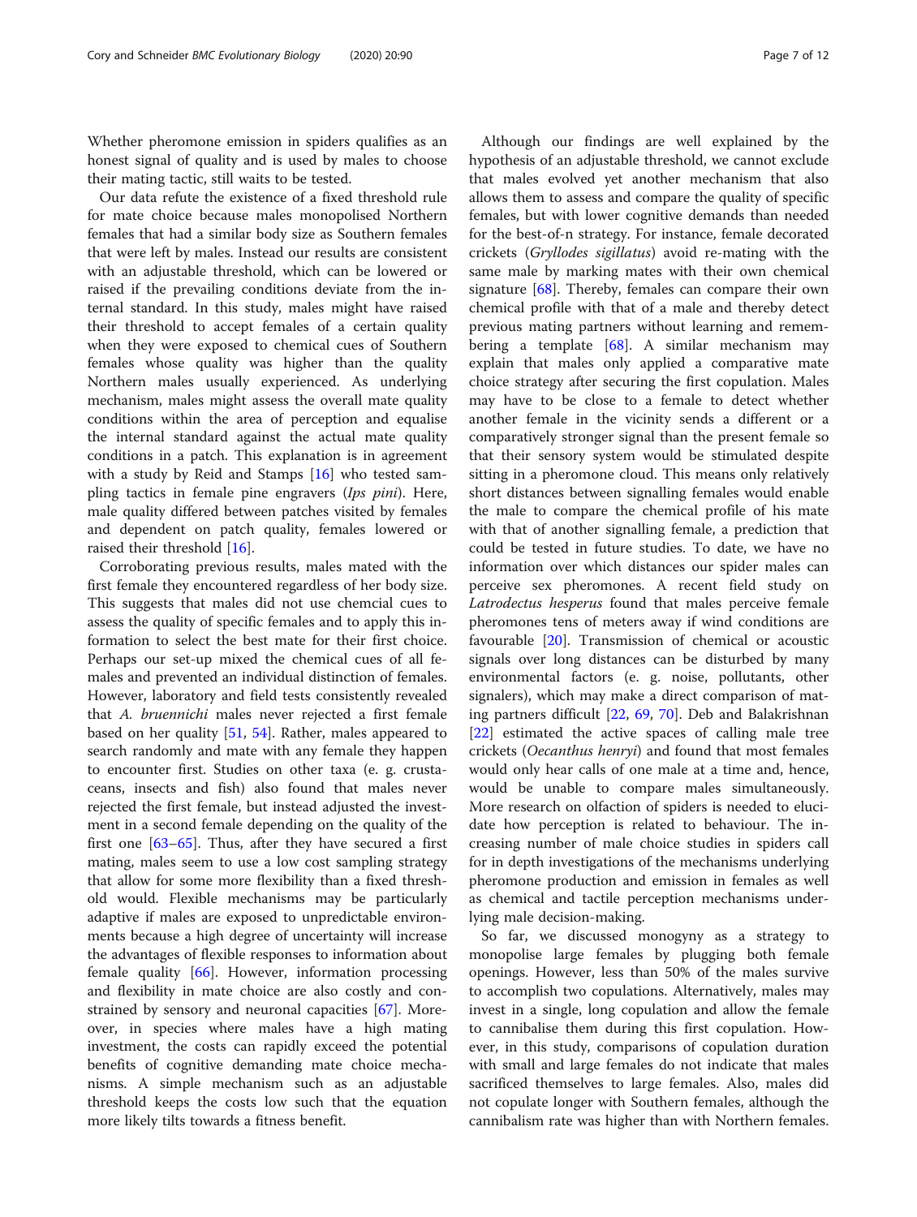Whether pheromone emission in spiders qualifies as an honest signal of quality and is used by males to choose their mating tactic, still waits to be tested.

Our data refute the existence of a fixed threshold rule for mate choice because males monopolised Northern females that had a similar body size as Southern females that were left by males. Instead our results are consistent with an adjustable threshold, which can be lowered or raised if the prevailing conditions deviate from the internal standard. In this study, males might have raised their threshold to accept females of a certain quality when they were exposed to chemical cues of Southern females whose quality was higher than the quality Northern males usually experienced. As underlying mechanism, males might assess the overall mate quality conditions within the area of perception and equalise the internal standard against the actual mate quality conditions in a patch. This explanation is in agreement with a study by Reid and Stamps [16] who tested sampling tactics in female pine engravers (*Ips pini*). Here, male quality differed between patches visited by females and dependent on patch quality, females lowered or raised their threshold [16].

Corroborating previous results, males mated with the first female they encountered regardless of her body size. This suggests that males did not use chemcial cues to assess the quality of specific females and to apply this information to select the best mate for their first choice. Perhaps our set-up mixed the chemical cues of all females and prevented an individual distinction of females. However, laboratory and field tests consistently revealed that *A. bruennichi* males never rejected a first female based on her quality [51, 54]. Rather, males appeared to search randomly and mate with any female they happen to encounter first. Studies on other taxa (e. g. crustaceans, insects and fish) also found that males never rejected the first female, but instead adjusted the investment in a second female depending on the quality of the first one [63–65]. Thus, after they have secured a first mating, males seem to use a low cost sampling strategy that allow for some more flexibility than a fixed threshold would. Flexible mechanisms may be particularly adaptive if males are exposed to unpredictable environments because a high degree of uncertainty will increase the advantages of flexible responses to information about female quality [66]. However, information processing and flexibility in mate choice are also costly and constrained by sensory and neuronal capacities [67]. Moreover, in species where males have a high mating investment, the costs can rapidly exceed the potential benefits of cognitive demanding mate choice mechanisms. A simple mechanism such as an adjustable threshold keeps the costs low such that the equation more likely tilts towards a fitness benefit.

Although our findings are well explained by the hypothesis of an adjustable threshold, we cannot exclude that males evolved yet another mechanism that also allows them to assess and compare the quality of specific females, but with lower cognitive demands than needed for the best-of-n strategy. For instance, female decorated crickets (*Gryllodes sigillatus*) avoid re-mating with the same male by marking mates with their own chemical signature [68]. Thereby, females can compare their own chemical profile with that of a male and thereby detect previous mating partners without learning and remembering a template [68]. A similar mechanism may explain that males only applied a comparative mate choice strategy after securing the first copulation. Males may have to be close to a female to detect whether another female in the vicinity sends a different or a comparatively stronger signal than the present female so that their sensory system would be stimulated despite sitting in a pheromone cloud. This means only relatively short distances between signalling females would enable the male to compare the chemical profile of his mate with that of another signalling female, a prediction that could be tested in future studies. To date, we have no information over which distances our spider males can perceive sex pheromones. A recent field study on *Latrodectus hesperus* found that males perceive female pheromones tens of meters away if wind conditions are favourable [20]. Transmission of chemical or acoustic signals over long distances can be disturbed by many environmental factors (e. g. noise, pollutants, other signalers), which may make a direct comparison of mating partners difficult [22, 69, 70]. Deb and Balakrishnan [22] estimated the active spaces of calling male tree crickets (*Oecanthus henryi*) and found that most females would only hear calls of one male at a time and, hence, would be unable to compare males simultaneously. More research on olfaction of spiders is needed to elucidate how perception is related to behaviour. The increasing number of male choice studies in spiders call for in depth investigations of the mechanisms underlying pheromone production and emission in females as well as chemical and tactile perception mechanisms underlying male decision-making.

So far, we discussed monogyny as a strategy to monopolise large females by plugging both female openings. However, less than 50% of the males survive to accomplish two copulations. Alternatively, males may invest in a single, long copulation and allow the female to cannibalise them during this first copulation. However, in this study, comparisons of copulation duration with small and large females do not indicate that males sacrificed themselves to large females. Also, males did not copulate longer with Southern females, although the cannibalism rate was higher than with Northern females.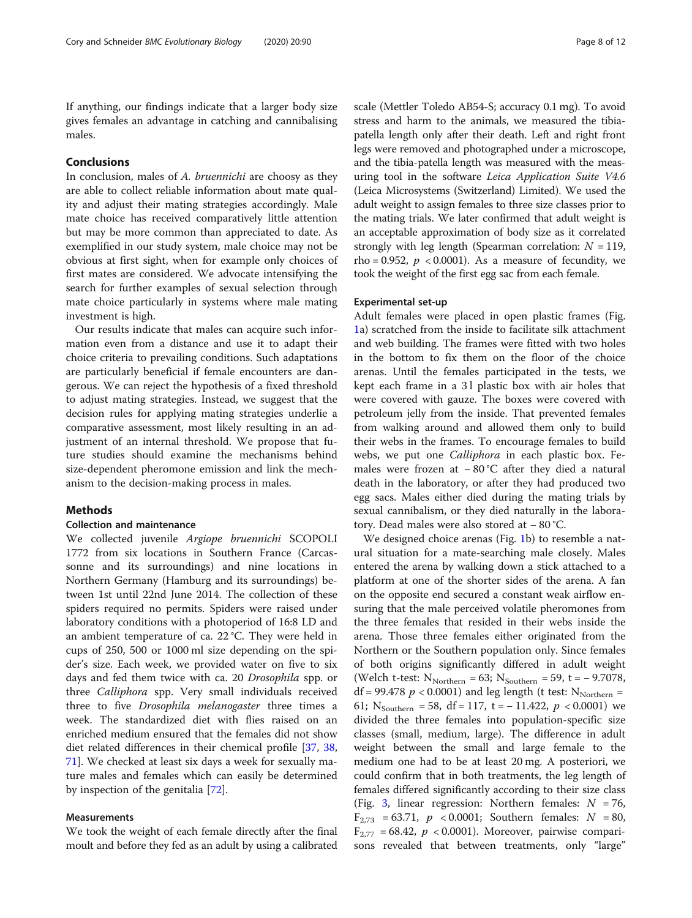If anything, our findings indicate that a larger body size gives females an advantage in catching and cannibalising males.

## Conclusions

In conclusion, males of *A. bruennichi* are choosy as they are able to collect reliable information about mate quality and adjust their mating strategies accordingly. Male mate choice has received comparatively little attention but may be more common than appreciated to date. As exemplified in our study system, male choice may not be obvious at first sight, when for example only choices of first mates are considered. We advocate intensifying the search for further examples of sexual selection through mate choice particularly in systems where male mating investment is high.

Our results indicate that males can acquire such information even from a distance and use it to adapt their choice criteria to prevailing conditions. Such adaptations are particularly beneficial if female encounters are dangerous. We can reject the hypothesis of a fixed threshold to adjust mating strategies. Instead, we suggest that the decision rules for applying mating strategies underlie a comparative assessment, most likely resulting in an adjustment of an internal threshold. We propose that future studies should examine the mechanisms behind size-dependent pheromone emission and link the mechanism to the decision-making process in males.

## Methods

### Collection and maintenance

We collected juvenile *Argiope bruennichi* SCOPOLI 1772 from six locations in Southern France (Carcassonne and its surroundings) and nine locations in Northern Germany (Hamburg and its surroundings) between 1st until 22nd June 2014. The collection of these spiders required no permits. Spiders were raised under laboratory conditions with a photoperiod of 16:8 LD and an ambient temperature of ca. 22 °C. They were held in cups of 250, 500 or 1000 ml size depending on the spider's size. Each week, we provided water on five to six days and fed them twice with ca. 20 *Drosophila* spp. or three *Calliphora* spp. Very small individuals received three to five *Drosophila melanogaster* three times a week. The standardized diet with flies raised on an enriched medium ensured that the females did not show diet related differences in their chemical profile [37, 38, 71]. We checked at least six days a week for sexually mature males and females which can easily be determined by inspection of the genitalia [72].

### Measurements

We took the weight of each female directly after the final moult and before they fed as an adult by using a calibrated scale (Mettler Toledo AB54-S; accuracy 0.1 mg). To avoid stress and harm to the animals, we measured the tibia-patella length only after their death. Left and right front legs were removed and photographed under a microscope, and the tibia-patella length was measured with the measuring tool in the software *Leica Application Suite V4.6* (Leica Microsystems (Switzerland) Limited). We used the adult weight to assign females to three size classes prior to the mating trials. We later confirmed that adult weight is an acceptable approximation of body size as it correlated strongly with leg length (Spearman correlation: $N = 119$, rho = 0.952, $p < 0.0001$). As a measure of fecundity, we took the weight of the first egg sac from each female.

### Experimental set-up

Adult females were placed in open plastic frames (Fig. 1a) scratched from the inside to facilitate silk attachment and web building. The frames were fitted with two holes in the bottom to fix them on the floor of the choice arenas. Until the females participated in the tests, we kept each frame in a 3 l plastic box with air holes that were covered with gauze. The boxes were covered with petroleum jelly from the inside. That prevented females from walking around and allowed them only to build their webs in the frames. To encourage females to build webs, we put one *Calliphora* in each plastic box. Females were frozen at − 80 °C after they died a natural death in the laboratory, or after they had produced two egg sacs. Males either died during the mating trials by sexual cannibalism, or they died naturally in the laboratory. Dead males were also stored at − 80 °C.

We designed choice arenas (Fig. 1b) to resemble a natural situation for a mate-searching male closely. Males entered the arena by walking down a stick attached to a platform at one of the shorter sides of the arena. A fan on the opposite end secured a constant weak airflow ensuring that the male perceived volatile pheromones from the three females that resided in their webs inside the arena. Those three females either originated from the Northern or the Southern population only. Since females of both origins significantly differed in adult weight (Welch t-test: $N_{Northern} = 63$; $N_{Southern} = 59$, $t = -9.7078$, df = 99.478 $p < 0.0001$) and leg length (t test: $N_{Northern} = 61$; $N_{Southern} = 58$, df = 117, $t = -11.422$, $p < 0.0001$) we divided the three females into population-specific size classes (small, medium, large). The difference in adult weight between the small and large female to the medium one had to be at least 20 mg. A posteriori, we could confirm that in both treatments, the leg length of females differed significantly according to their size class (Fig. 3, linear regression: Northern females: $N = 76$, $F_{2,73} = 63.71$, $p < 0.0001$; Southern females: $N = 80$, $F_{2,77} = 68.42$, $p < 0.0001$). Moreover, pairwise comparisons revealed that between treatments, only "large"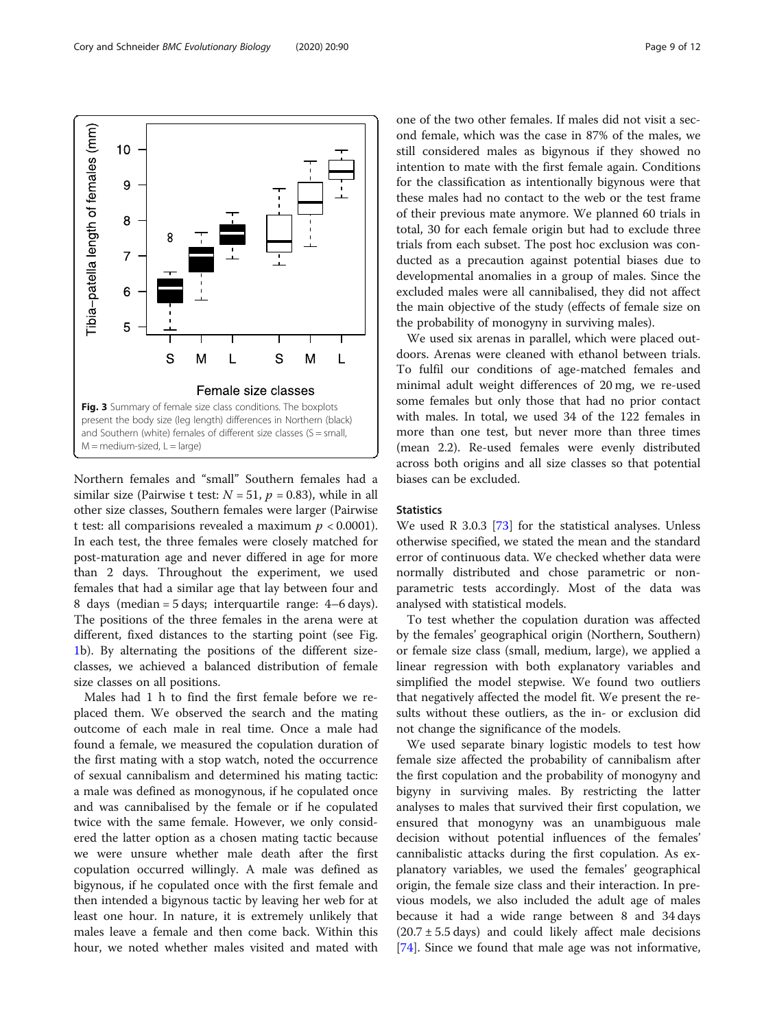Tibia-patella length of females (mm)

10
9
8
7
6
5

8
8

S M L S M L

Female size classes

**Fig. 3** Summary of female size class conditions. The boxplots present the body size (leg length) differences in Northern (black) and Southern (white) females of different size classes (S = small, M = medium-sized, L = large)

Northern females and "small" Southern females had a similar size (Pairwise t test: $N = 51$, $p = 0.83$), while in all other size classes, Southern females were larger (Pairwise t test: all comparisions revealed a maximum $p < 0.0001$). In each test, the three females were closely matched for post-maturation age and never differed in age for more than 2 days. Throughout the experiment, we used females that had a similar age that lay between four and 8 days (median = 5 days; interquartile range: 4–6 days). The positions of the three females in the arena were at different, fixed distances to the starting point (see Fig. 1b). By alternating the positions of the different size-classes, we achieved a balanced distribution of female size classes on all positions.

Males had 1 h to find the first female before we replaced them. We observed the search and the mating outcome of each male in real time. Once a male had found a female, we measured the copulation duration of the first mating with a stop watch, noted the occurrence of sexual cannibalism and determined his mating tactic: a male was defined as monogynous, if he copulated once and was cannibalised by the female or if he copulated twice with the same female. However, we only considered the latter option as a chosen mating tactic because we were unsure whether male death after the first copulation occurred willingly. A male was defined as bigynous, if he copulated once with the first female and then intended a bigynous tactic by leaving her web for at least one hour. In nature, it is extremely unlikely that males leave a female and then come back. Within this hour, we noted whether males visited and mated with one of the two other females. If males did not visit a second female, which was the case in 87% of the males, we still considered males as bigynous if they showed no intention to mate with the first female again. Conditions for the classification as intentionally bigynous were that these males had no contact to the web or the test frame of their previous mate anymore. We planned 60 trials in total, 30 for each female origin but had to exclude three trials from each subset. The post hoc exclusion was conducted as a precaution against potential biases due to developmental anomalies in a group of males. Since the excluded males were all cannibalised, they did not affect the main objective of the study (effects of female size on the probability of monogyny in surviving males).

We used six arenas in parallel, which were placed outdoors. Arenas were cleaned with ethanol between trials. To fulfil our conditions of age-matched females and minimal adult weight differences of 20 mg, we re-used some females but only those that had no prior contact with males. In total, we used 34 of the 122 females in more than one test, but never more than three times (mean 2.2). Re-used females were evenly distributed across both origins and all size classes so that potential biases can be excluded.

### Statistics

We used R 3.0.3 [73] for the statistical analyses. Unless otherwise specified, we stated the mean and the standard error of continuous data. We checked whether data were normally distributed and chose parametric or non-parametric tests accordingly. Most of the data was analysed with statistical models.

To test whether the copulation duration was affected by the females' geographical origin (Northern, Southern) or female size class (small, medium, large), we applied a linear regression with both explanatory variables and simplified the model stepwise. We found two outliers that negatively affected the model fit. We present the results without these outliers, as the in- or exclusion did not change the significance of the models.

We used separate binary logistic models to test how female size affected the probability of cannibalism after the first copulation and the probability of monogyny and bigyny in surviving males. By restricting the latter analyses to males that survived their first copulation, we ensured that monogyny was an unambiguous male decision without potential influences of the females' cannibalistic attacks during the first copulation. As explanatory variables, we used the females' geographical origin, the female size class and their interaction. In previous models, we also included the adult age of males because it had a wide range between 8 and 34 days ($20.7 \pm 5.5$ days) and could likely affect male decisions [74]. Since we found that male age was not informative,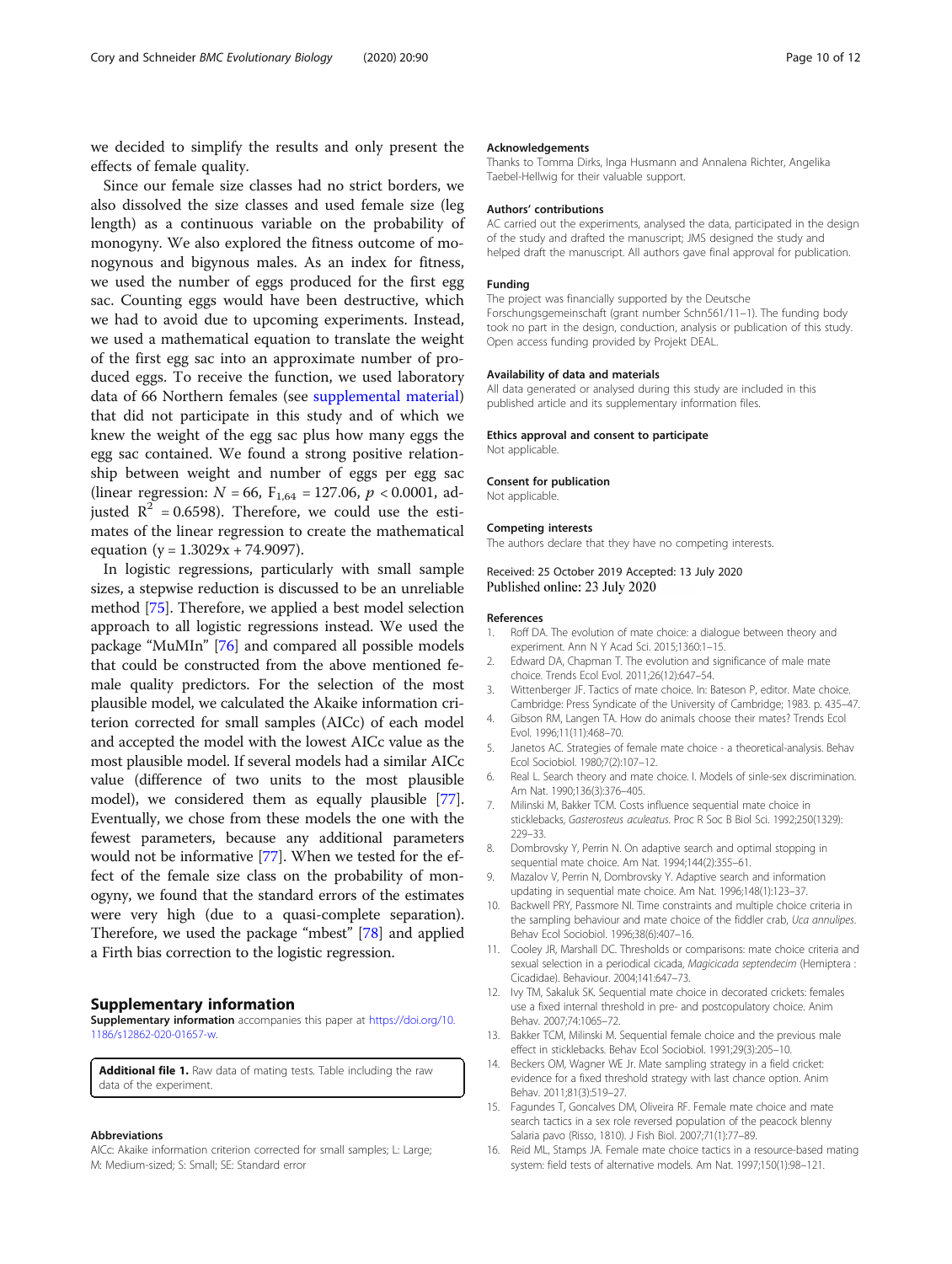we decided to simplify the results and only present the effects of female quality.

Since our female size classes had no strict borders, we also dissolved the size classes and used female size (leg length) as a continuous variable on the probability of monogyny. We also explored the fitness outcome of monogynous and bigynous males. As an index for fitness, we used the number of eggs produced for the first egg sac. Counting eggs would have been destructive, which we had to avoid due to upcoming experiments. Instead, we used a mathematical equation to translate the weight of the first egg sac into an approximate number of produced eggs. To receive the function, we used laboratory data of 66 Northern females (see supplemental material) that did not participate in this study and of which we knew the weight of the egg sac plus how many eggs the egg sac contained. We found a strong positive relationship between weight and number of eggs per egg sac (linear regression: $N = 66$, $F_{1,64} = 127.06$, $p < 0.0001$, adjusted $R^2 = 0.6598$). Therefore, we could use the estimates of the linear regression to create the mathematical equation ($y = 1.3029x + 74.9097$).

In logistic regressions, particularly with small sample sizes, a stepwise reduction is discussed to be an unreliable method [75]. Therefore, we applied a best model selection approach to all logistic regressions instead. We used the package "MuMIn" [76] and compared all possible models that could be constructed from the above mentioned female quality predictors. For the selection of the most plausible model, we calculated the Akaike information criterion corrected for small samples (AICc) of each model and accepted the model with the lowest AICc value as the most plausible model. If several models had a similar AICc value (difference of two units to the most plausible model), we considered them as equally plausible [77]. Eventually, we chose from these models the one with the fewest parameters, because any additional parameters would not be informative [77]. When we tested for the effect of the female size class on the probability of monogyny, we found that the standard errors of the estimates were very high (due to a quasi-complete separation). Therefore, we used the package "mbest" [78] and applied a Firth bias correction to the logistic regression.

## Supplementary information

**Supplementary information** accompanies this paper at https://doi.org/10.1186/s12862-020-01657-w.

**Additional file 1.** Raw data of mating tests. Table including the raw data of the experiment.

### Abbreviations

AICc: Akaike information criterion corrected for small samples; L: Large; M: Medium-sized; S: Small; SE: Standard error

### Acknowledgements

Thanks to Tomma Dirks, Inga Husmann and Annalena Richter, Angelika Taebel-Hellwig for their valuable support.

### Authors' contributions

AC carried out the experiments, analysed the data, participated in the design of the study and drafted the manuscript; JMS designed the study and helped draft the manuscript. All authors gave final approval for publication.

### Funding

The project was financially supported by the Deutsche Forschungsgemeinschaft (grant number Schn561/11–1). The funding body took no part in the design, conduction, analysis or publication of this study. Open access funding provided by Projekt DEAL.

### Availability of data and materials

All data generated or analysed during this study are included in this published article and its supplementary information files.

### Ethics approval and consent to participate

Not applicable.

### Consent for publication

Not applicable.

### Competing interests

The authors declare that they have no competing interests.

Received: 25 October 2019 Accepted: 13 July 2020
Published online: 23 July 2020

### References

1. Roff DA. The evolution of mate choice: a dialogue between theory and experiment. Ann N Y Acad Sci. 2015;1360:1–15.
2. Edward DA, Chapman T. The evolution and significance of male mate choice. Trends Ecol Evol. 2011;26(12):647–54.
3. Wittenberger JF. Tactics of mate choice. In: Bateson P, editor. Mate choice. Cambridge: Press Syndicate of the University of Cambridge; 1983. p. 435–47.
4. Gibson RM, Langen TA. How do animals choose their mates? Trends Ecol Evol. 1996;11(11):468–70.
5. Janetos AC. Strategies of female mate choice - a theoretical-analysis. Behav Ecol Sociobiol. 1980;7(2):107–12.
6. Real L. Search theory and mate choice. I. Models of sinle-sex discrimination. Am Nat. 1990;136(3):376–405.
7. Milinski M, Bakker TCM. Costs influence sequential mate choice in sticklebacks, *Gasterosteus aculeatus*. Proc R Soc B Biol Sci. 1992;250(1329): 229–33.
8. Dombrovsky Y, Perrin N. On adaptive search and optimal stopping in sequential mate choice. Am Nat. 1994;144(2):355–61.
9. Mazalov V, Perrin N, Dombrovsky Y. Adaptive search and information updating in sequential mate choice. Am Nat. 1996;148(1):123–37.
10. Backwell PRY, Passmore NI. Time constraints and multiple choice criteria in the sampling behaviour and mate choice of the fiddler crab, *Uca annulipes*. Behav Ecol Sociobiol. 1996;38(6):407–16.
11. Cooley JR, Marshall DC. Thresholds or comparisons: mate choice criteria and sexual selection in a periodical cicada, *Magicicada septendecim* (Hemiptera : Cicadidae). Behaviour. 2004;141:647–73.
12. Ivy TM, Sakaluk SK. Sequential mate choice in decorated crickets: females use a fixed internal threshold in pre- and postcopulatory choice. Anim Behav. 2007;74:1065–72.
13. Bakker TCM, Milinski M. Sequential female choice and the previous male effect in sticklebacks. Behav Ecol Sociobiol. 1991;29(3):205–10.
14. Beckers OM, Wagner WE Jr. Mate sampling strategy in a field cricket: evidence for a fixed threshold strategy with last chance option. Anim Behav. 2011;81(3):519–27.
15. Fagundes T, Goncalves DM, Oliveira RF. Female mate choice and mate search tactics in a sex role reversed population of the peacock blenny Salaria pavo (Risso, 1810). J Fish Biol. 2007;71(1):77–89.
16. Reid ML, Stamps JA. Female mate choice tactics in a resource-based mating system: field tests of alternative models. Am Nat. 1997;150(1):98–121.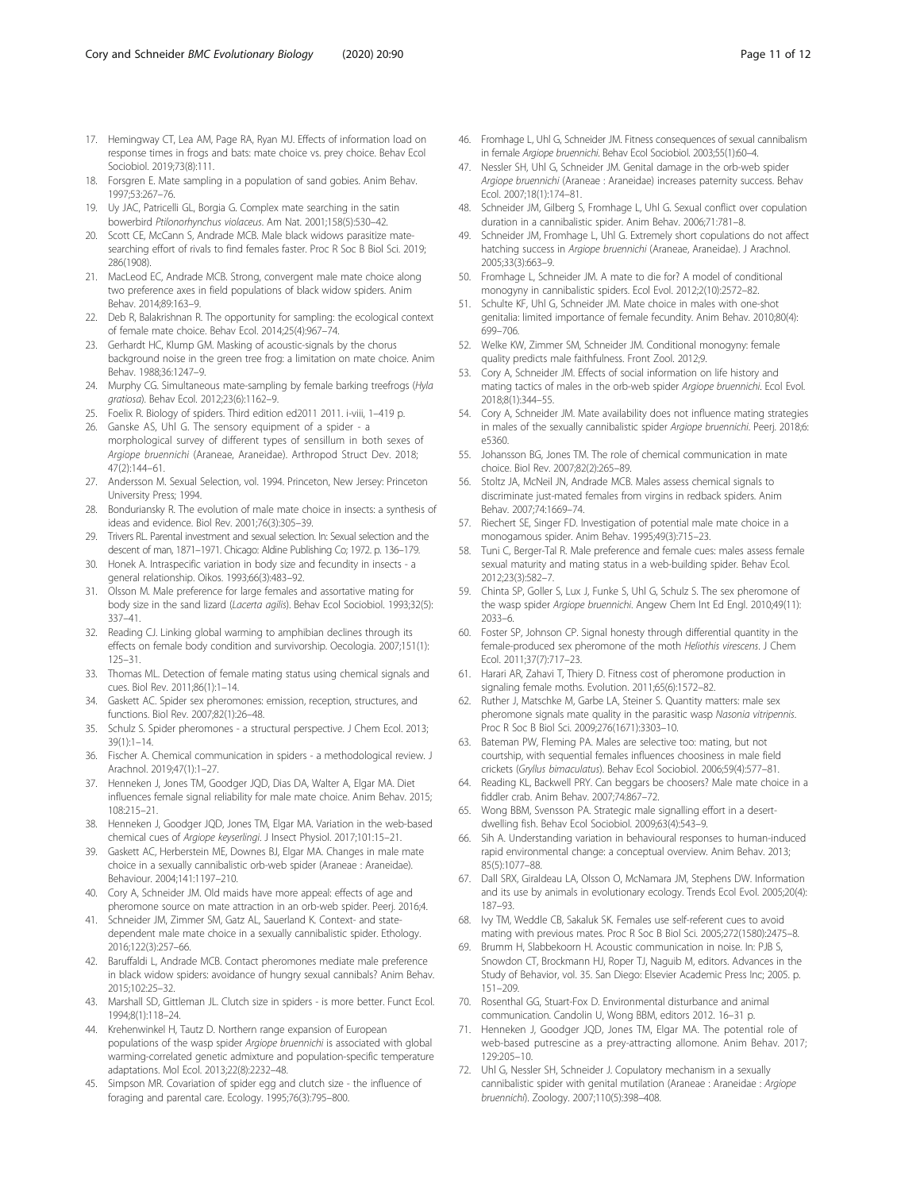17. Hemingway CT, Lea AM, Page RA, Ryan MJ. Effects of information load on response times in frogs and bats: mate choice vs. prey choice. Behav Ecol Sociobiol. 2019;73(8):111.
18. Forsgren E. Mate sampling in a population of sand gobies. Anim Behav. 1997;53:267–76.
19. Uy JAC, Patricelli GL, Borgia G. Complex mate searching in the satin bowerbird *Ptilonorhynchus violaceus*. Am Nat. 2001;158(5):530–42.
20. Scott CE, McCann S, Andrade MCB. Male black widows parasitize mate-searching effort of rivals to find females faster. Proc R Soc B Biol Sci. 2019; 286(1908).
21. MacLeod EC, Andrade MCB. Strong, convergent male mate choice along two preference axes in field populations of black widow spiders. Anim Behav. 2014;89:163–9.
22. Deb R, Balakrishnan R. The opportunity for sampling: the ecological context of female mate choice. Behav Ecol. 2014;25(4):967–74.
23. Gerhardt HC, Klump GM. Masking of acoustic-signals by the chorus background noise in the green tree frog: a limitation on mate choice. Anim Behav. 1988;36:1247–9.
24. Murphy CG. Simultaneous mate-sampling by female barking treefrogs (*Hyla gratiosa*). Behav Ecol. 2012;23(6):1162–9.
25. Foelix R. Biology of spiders. Third edition ed2011 2011. i-viii, 1–419 p.
26. Ganske AS, Uhl G. The sensory equipment of a spider - a morphological survey of different types of sensillum in both sexes of *Argiope bruennichi* (Araneae, Araneidae). Arthropod Struct Dev. 2018; 47(2):144–61.
27. Andersson M. Sexual Selection, vol. 1994. Princeton, New Jersey: Princeton University Press; 1994.
28. Bonduriansky R. The evolution of male mate choice in insects: a synthesis of ideas and evidence. Biol Rev. 2001;76(3):305–39.
29. Trivers RL. Parental investment and sexual selection. In: Sexual selection and the descent of man, 1871–1971. Chicago: Aldine Publishing Co; 1972. p. 136–179.
30. Honek A. Intraspecific variation in body size and fecundity in insects - a general relationship. Oikos. 1993;66(3):483–92.
31. Olsson M. Male preference for large females and assortative mating for body size in the sand lizard (*Lacerta agilis*). Behav Ecol Sociobiol. 1993;32(5): 337–41.
32. Reading CJ. Linking global warming to amphibian declines through its effects on female body condition and survivorship. Oecologia. 2007;151(1): 125–31.
33. Thomas ML. Detection of female mating status using chemical signals and cues. Biol Rev. 2011;86(1):1–14.
34. Gaskett AC. Spider sex pheromones: emission, reception, structures, and functions. Biol Rev. 2007;82(1):26–48.
35. Schulz S. Spider pheromones - a structural perspective. J Chem Ecol. 2013; 39(1):1–14.
36. Fischer A. Chemical communication in spiders - a methodological review. J Arachnol. 2019;47(1):1–27.
37. Henneken J, Jones TM, Goodger JQD, Dias DA, Walter A, Elgar MA. Diet influences female signal reliability for male mate choice. Anim Behav. 2015; 108:215–21.
38. Henneken J, Goodger JQD, Jones TM, Elgar MA. Variation in the web-based chemical cues of *Argiope keyserlingi*. J Insect Physiol. 2017;101:15–21.
39. Gaskett AC, Herberstein ME, Downes BJ, Elgar MA. Changes in male mate choice in a sexually cannibalistic orb-web spider (Araneae : Araneidae). Behaviour. 2004;141:1197–210.
40. Cory A, Schneider JM. Old maids have more appeal: effects of age and pheromone source on mate attraction in an orb-web spider. Peerj. 2016;4.
41. Schneider JM, Zimmer SM, Gatz AL, Sauerland K. Context- and state-dependent male mate choice in a sexually cannibalistic spider. Ethology. 2016;122(3):257–66.
42. Baruffaldi L, Andrade MCB. Contact pheromones mediate male preference in black widow spiders: avoidance of hungry sexual cannibals? Anim Behav. 2015;102:25–32.
43. Marshall SD, Gittleman JL. Clutch size in spiders - is more better. Funct Ecol. 1994;8(1):118–24.
44. Krehenwinkel H, Tautz D. Northern range expansion of European populations of the wasp spider *Argiope bruennichi* is associated with global warming-correlated genetic admixture and population-specific temperature adaptations. Mol Ecol. 2013;22(8):2232–48.
45. Simpson MR. Covariation of spider egg and clutch size - the influence of foraging and parental care. Ecology. 1995;76(3):795–800.
46. Fromhage L, Uhl G, Schneider JM. Fitness consequences of sexual cannibalism in female *Argiope bruennichi*. Behav Ecol Sociobiol. 2003;55(1):60–4.
47. Nessler SH, Uhl G, Schneider JM. Genital damage in the orb-web spider *Argiope bruennichi* (Araneae : Araneidae) increases paternity success. Behav Ecol. 2007;18(1):174–81.
48. Schneider JM, Gilberg S, Fromhage L, Uhl G. Sexual conflict over copulation duration in a cannibalistic spider. Anim Behav. 2006;71:781–8.
49. Schneider JM, Fromhage L, Uhl G. Extremely short copulations do not affect hatching success in *Argiope bruennichi* (Araneae, Araneidae). J Arachnol. 2005;33(3):663–9.
50. Fromhage L, Schneider JM. A mate to die for? A model of conditional monogyny in cannibalistic spiders. Ecol Evol. 2012;2(10):2572–82.
51. Schulte KF, Uhl G, Schneider JM. Mate choice in males with one-shot genitalia: limited importance of female fecundity. Anim Behav. 2010;80(4): 699–706.
52. Welke KW, Zimmer SM, Schneider JM. Conditional monogyny: female quality predicts male faithfulness. Front Zool. 2012;9.
53. Cory A, Schneider JM. Effects of social information on life history and mating tactics of males in the orb-web spider *Argiope bruennichi*. Ecol Evol. 2018;8(1):344–55.
54. Cory A, Schneider JM. Mate availability does not influence mating strategies in males of the sexually cannibalistic spider *Argiope bruennichi*. Peerj. 2018;6: e5360.
55. Johansson BG, Jones TM. The role of chemical communication in mate choice. Biol Rev. 2007;82(2):265–89.
56. Stoltz JA, McNeil JN, Andrade MCB. Males assess chemical signals to discriminate just-mated females from virgins in redback spiders. Anim Behav. 2007;74:1669–74.
57. Riechert SE, Singer FD. Investigation of potential male mate choice in a monogamous spider. Anim Behav. 1995;49(3):715–23.
58. Tuni C, Berger-Tal R. Male preference and female cues: males assess female sexual maturity and mating status in a web-building spider. Behav Ecol. 2012;23(3):582–7.
59. Chinta SP, Goller S, Lux J, Funke S, Uhl G, Schulz S. The sex pheromone of the wasp spider *Argiope bruennichi*. Angew Chem Int Ed Engl. 2010;49(11): 2033–6.
60. Foster SP, Johnson CP. Signal honesty through differential quantity in the female-produced sex pheromone of the moth *Heliothis virescens*. J Chem Ecol. 2011;37(7):717–23.
61. Harari AR, Zahavi T, Thiery D. Fitness cost of pheromone production in signaling female moths. Evolution. 2011;65(6):1572–82.
62. Ruther J, Matschke M, Garbe LA, Steiner S. Quantity matters: male sex pheromone signals mate quality in the parasitic wasp *Nasonia vitripennis*. Proc R Soc B Biol Sci. 2009;276(1671):3303–10.
63. Bateman PW, Fleming PA. Males are selective too: mating, but not courtship, with sequential females influences choosiness in male field crickets (*Gryllus bimaculatus*). Behav Ecol Sociobiol. 2006;59(4):577–81.
64. Reading KL, Backwell PRY. Can beggars be choosers? Male mate choice in a fiddler crab. Anim Behav. 2007;74:867–72.
65. Wong BBM, Svensson PA. Strategic male signalling effort in a desert-dwelling fish. Behav Ecol Sociobiol. 2009;63(4):543–9.
66. Sih A. Understanding variation in behavioural responses to human-induced rapid environmental change: a conceptual overview. Anim Behav. 2013; 85(5):1077–88.
67. Dall SRX, Giraldeau LA, Olsson O, McNamara JM, Stephens DW. Information and its use by animals in evolutionary ecology. Trends Ecol Evol. 2005;20(4): 187–93.
68. Ivy TM, Weddle CB, Sakaluk SK. Females use self-referent cues to avoid mating with previous mates. Proc R Soc B Biol Sci. 2005;272(1580):2475–8.
69. Brumm H, Slabbekoorn H. Acoustic communication in noise. In: PJB S, Snowdon CT, Brockmann HJ, Roper TJ, Naguib M, editors. Advances in the Study of Behavior, vol. 35. San Diego: Elsevier Academic Press Inc; 2005. p. 151–209.
70. Rosenthal GG, Stuart-Fox D. Environmental disturbance and animal communication. Candolin U, Wong BBM, editors 2012. 16–31 p.
71. Henneken J, Goodger JQD, Jones TM, Elgar MA. The potential role of web-based putrescine as a prey-attracting allomone. Anim Behav. 2017; 129:205–10.
72. Uhl G, Nessler SH, Schneider J. Copulatory mechanism in a sexually cannibalistic spider with genital mutilation (Araneae : Araneidae : *Argiope bruennichi*). Zoology. 2007;110(5):398–408.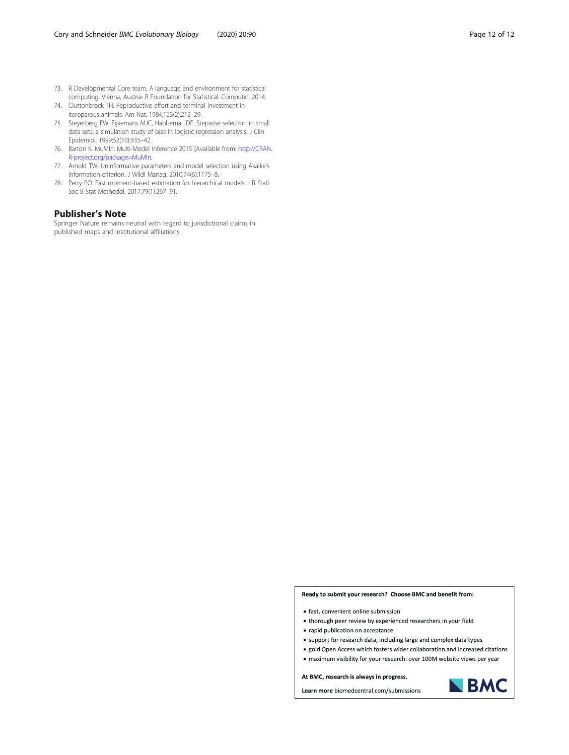73. R Developmental Core team. A language and environment for statistical computing. Vienna, Austria: R Foundation for Statistical. Computin. 2014.
74. Cluttonbrock TH. Reproductive effort and terminal investment in iteroparous animals. Am Nat. 1984;123(2):212–29.
75. Steyerberg EW, Eijkemans MJC, Habbema JDF. Stepwise selection in small data sets: a simulation study of bias in logistic regression analysis. J Clin Epidemiol. 1999;52(10):935–42.
76. Barton K. MuMIn: Multi-Model Inference 2015 [Available from: http://CRAN.R-project.org/package=MuMIn.
77. Arnold TW. Uninformative parameters and model selection using Akaike's information criterion. J Wildl Manag. 2010;74(6):1175–8.
78. Perry PO. Fast moment-based estimation for hierarchical models. J R Statl Soc B Stat Methodol. 2017;79(1):267–91.

## Publisher's Note

Springer Nature remains neutral with regard to jurisdictional claims in published maps and institutional affiliations.

**Ready to submit your research? Choose BMC and benefit from:**

- fast, convenient online submission
- thorough peer review by experienced researchers in your field
- rapid publication on acceptance
- support for research data, including large and complex data types
- gold Open Access which fosters wider collaboration and increased citations
- maximum visibility for your research: over 100M website views per year

**At BMC, research is always in progress.**

**Learn more** biomedcentral.com/submissions

BMC